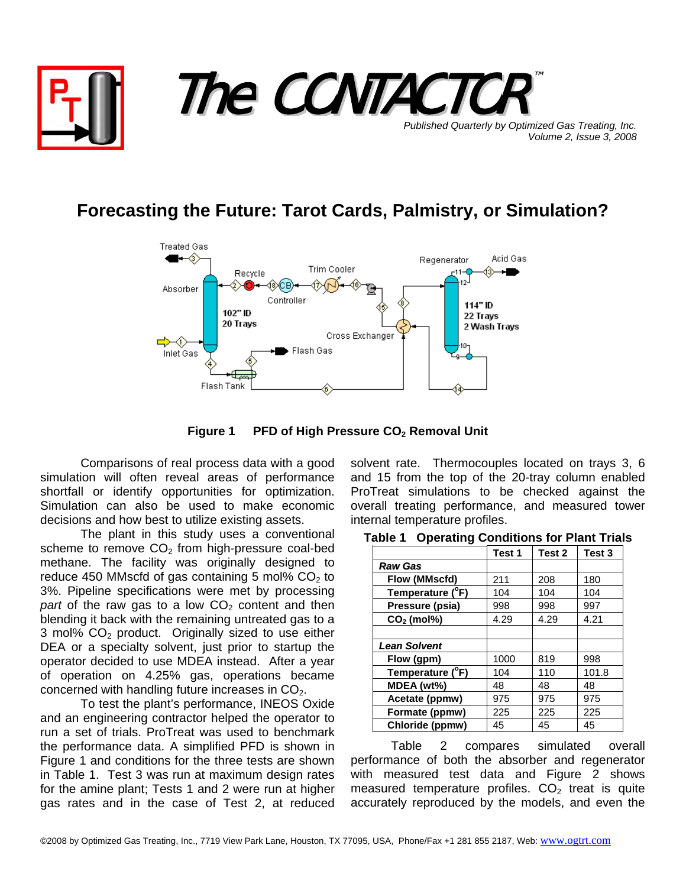# The CONTACTOR™

*Published Quarterly by Optimized Gas Treating, Inc.*
*Volume 2, Issue 3, 2008*

## Forecasting the Future: Tarot Cards, Palmistry, or Simulation?

**Figure 1 PFD of High Pressure $CO_2$ Removal Unit**

Comparisons of real process data with a good simulation will often reveal areas of performance shortfall or identify opportunities for optimization. Simulation can also be used to make economic decisions and how best to utilize existing assets.

The plant in this study uses a conventional scheme to remove $CO_2$ from high-pressure coal-bed methane. The facility was originally designed to reduce 450 MMscfd of gas containing 5 mol% $CO_2$ to 3%. Pipeline specifications were met by processing *part* of the raw gas to a low $CO_2$ content and then blending it back with the remaining untreated gas to a 3 mol% $CO_2$ product. Originally sized to use either DEA or a specialty solvent, just prior to startup the operator decided to use MDEA instead. After a year of operation on 4.25% gas, operations became concerned with handling future increases in $CO_2$.

To test the plant's performance, INEOS Oxide and an engineering contractor helped the operator to run a set of trials. ProTreat was used to benchmark the performance data. A simplified PFD is shown in Figure 1 and conditions for the three tests are shown in Table 1. Test 3 was run at maximum design rates for the amine plant; Tests 1 and 2 were run at higher gas rates and in the case of Test 2, at reduced solvent rate. Thermocouples located on trays 3, 6 and 15 from the top of the 20-tray column enabled ProTreat simulations to be checked against the overall treating performance, and measured tower internal temperature profiles.

**Table 1 Operating Conditions for Plant Trials**

| | Test 1 | Test 2 | Test 3 |
|---|---|---|---|
| ***Raw Gas*** | | | |
| **Flow (MMscfd)** | 211 | 208 | 180 |
| **Temperature (°F)** | 104 | 104 | 104 |
| **Pressure (psia)** | 998 | 998 | 997 |
| **$CO_2$ (mol%)** | 4.29 | 4.29 | 4.21 |
| | | | |
| ***Lean Solvent*** | | | |
| **Flow (gpm)** | 1000 | 819 | 998 |
| **Temperature (°F)** | 104 | 110 | 101.8 |
| **MDEA (wt%)** | 48 | 48 | 48 |
| **Acetate (ppmw)** | 975 | 975 | 975 |
| **Formate (ppmw)** | 225 | 225 | 225 |
| **Chloride (ppmw)** | 45 | 45 | 45 |

Table 2 compares simulated overall performance of both the absorber and regenerator with measured test data and Figure 2 shows measured temperature profiles. $CO_2$ treat is quite accurately reproduced by the models, and even the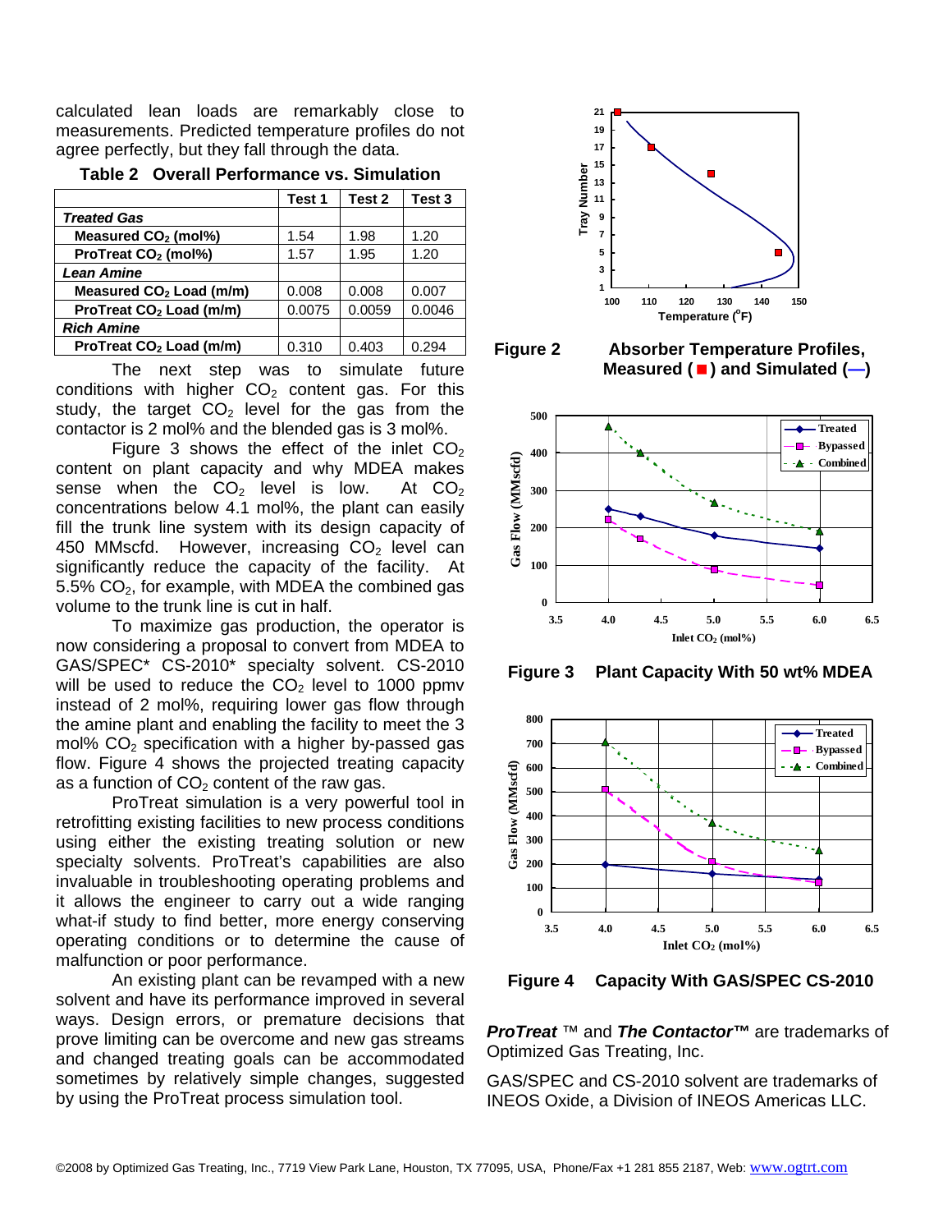calculated lean loads are remarkably close to measurements. Predicted temperature profiles do not agree perfectly, but they fall through the data.

**Table 2 Overall Performance vs. Simulation**

| | Test 1 | Test 2 | Test 3 |
|---|---|---|---|
| ***Treated Gas*** | | | |
| **Measured $CO_2$ (mol%)** | 1.54 | 1.98 | 1.20 |
| **ProTreat $CO_2$ (mol%)** | 1.57 | 1.95 | 1.20 |
| ***Lean Amine*** | | | |
| **Measured $CO_2$ Load (m/m)** | 0.008 | 0.008 | 0.007 |
| **ProTreat $CO_2$ Load (m/m)** | 0.0075 | 0.0059 | 0.0046 |
| ***Rich Amine*** | | | |
| **ProTreat $CO_2$ Load (m/m)** | 0.310 | 0.403 | 0.294 |

The next step was to simulate future conditions with higher $CO_2$ content gas. For this study, the target $CO_2$ level for the gas from the contactor is 2 mol% and the blended gas is 3 mol%.

Figure 3 shows the effect of the inlet $CO_2$ content on plant capacity and why MDEA makes sense when the $CO_2$ level is low. At $CO_2$ concentrations below 4.1 mol%, the plant can easily fill the trunk line system with its design capacity of 450 MMscfd. However, increasing $CO_2$ level can significantly reduce the capacity of the facility. At 5.5% $CO_2$, for example, with MDEA the combined gas volume to the trunk line is cut in half.

To maximize gas production, the operator is now considering a proposal to convert from MDEA to GAS/SPEC* CS-2010* specialty solvent. CS-2010 will be used to reduce the $CO_2$ level to 1000 ppmv instead of 2 mol%, requiring lower gas flow through the amine plant and enabling the facility to meet the 3 mol% $CO_2$ specification with a higher by-passed gas flow. Figure 4 shows the projected treating capacity as a function of $CO_2$ content of the raw gas.

ProTreat simulation is a very powerful tool in retrofitting existing facilities to new process conditions using either the existing treating solution or new specialty solvents. ProTreat's capabilities are also invaluable in troubleshooting operating problems and it allows the engineer to carry out a wide ranging what-if study to find better, more energy conserving operating conditions or to determine the cause of malfunction or poor performance.

An existing plant can be revamped with a new solvent and have its performance improved in several ways. Design errors, or premature decisions that prove limiting can be overcome and new gas streams and changed treating goals can be accommodated sometimes by relatively simple changes, suggested by using the ProTreat process simulation tool.

Tray Number
21
19
17
15
13
11
9
7
5
3
1
100 110 120 130 140 150
Temperature (°F)

**Figure 2 Absorber Temperature Profiles, Measured (■) and Simulated (—)**

500
400
300
200
100
0
Gas Flow (MMscfd)
3.5 4.0 4.5 5.0 5.5 6.0 6.5
Inlet $CO_2$ (mol%)
Treated
Bypassed
Combined

**Figure 3 Plant Capacity With 50 wt% MDEA**

800
700
600
500
400
300
200
100
0
Gas Flow (MMscfd)
3.5 4.0 4.5 5.0 5.5 6.0 6.5
Inlet $CO_2$ (mol%)
Treated
Bypassed
Combined

**Figure 4 Capacity With GAS/SPEC CS-2010**

***ProTreat*** ™ and ***The Contactor™*** are trademarks of Optimized Gas Treating, Inc.

GAS/SPEC and CS-2010 solvent are trademarks of INEOS Oxide, a Division of INEOS Americas LLC.

©2008 by Optimized Gas Treating, Inc., 7719 View Park Lane, Houston, TX 77095, USA, Phone/Fax +1 281 855 2187, Web: www.ogtrt.com